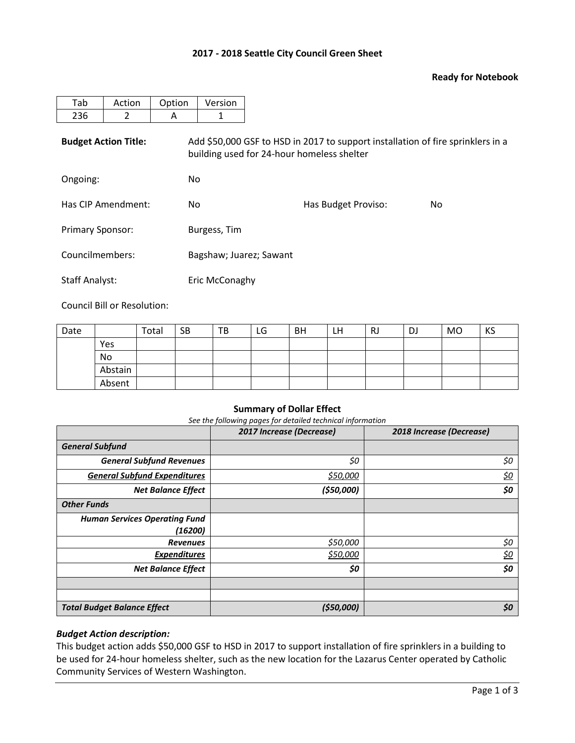**2017 - 2018 Seattle City Council Green Sheet**

**Ready for Notebook**

| Tab | Action | Option | Version |
|---|---|---|---|
| 236 | 2 | A | 1 |

**Budget Action Title:** Add $50,000 GSF to HSD in 2017 to support installation of fire sprinklers in a building used for 24-hour homeless shelter

Ongoing: No

Has CIP Amendment: No

Has Budget Proviso: No

Primary Sponsor: Burgess, Tim

Councilmembers: Bagshaw; Juarez; Sawant

Staff Analyst: Eric McConaghy

Council Bill or Resolution:

| Date | | Total | SB | TB | LG | BH | LH | RJ | DJ | MO | KS |
|---|---|---|---|---|---|---|---|---|---|---|---|
| | Yes | | | | | | | | | | |
| | No | | | | | | | | | | |
| | Abstain | | | | | | | | | | |
| | Absent | | | | | | | | | | |

**Summary of Dollar Effect**

*See the following pages for detailed technical information*

| | *2017 Increase (Decrease)* | *2018 Increase (Decrease)* |
|---|---|---|
| ***General Subfund*** | | |
| ***General Subfund Revenues*** | *$0* | *$0* |
| ***General Subfund Expenditures*** | *$50,000* | *$0* |
| ***Net Balance Effect*** | ***($50,000)*** | ***$0*** |
| ***Other Funds*** | | |
| ***Human Services Operating Fund (16200)*** | | |
| ***Revenues*** | *$50,000* | *$0* |
| ***Expenditures*** | *$50,000* | *$0* |
| ***Net Balance Effect*** | ***$0*** | ***$0*** |
| | | |
| | | |
| ***Total Budget Balance Effect*** | ***($50,000)*** | ***$0*** |

***Budget Action description:***

This budget action adds $50,000 GSF to HSD in 2017 to support installation of fire sprinklers in a building to be used for 24-hour homeless shelter, such as the new location for the Lazarus Center operated by Catholic Community Services of Western Washington.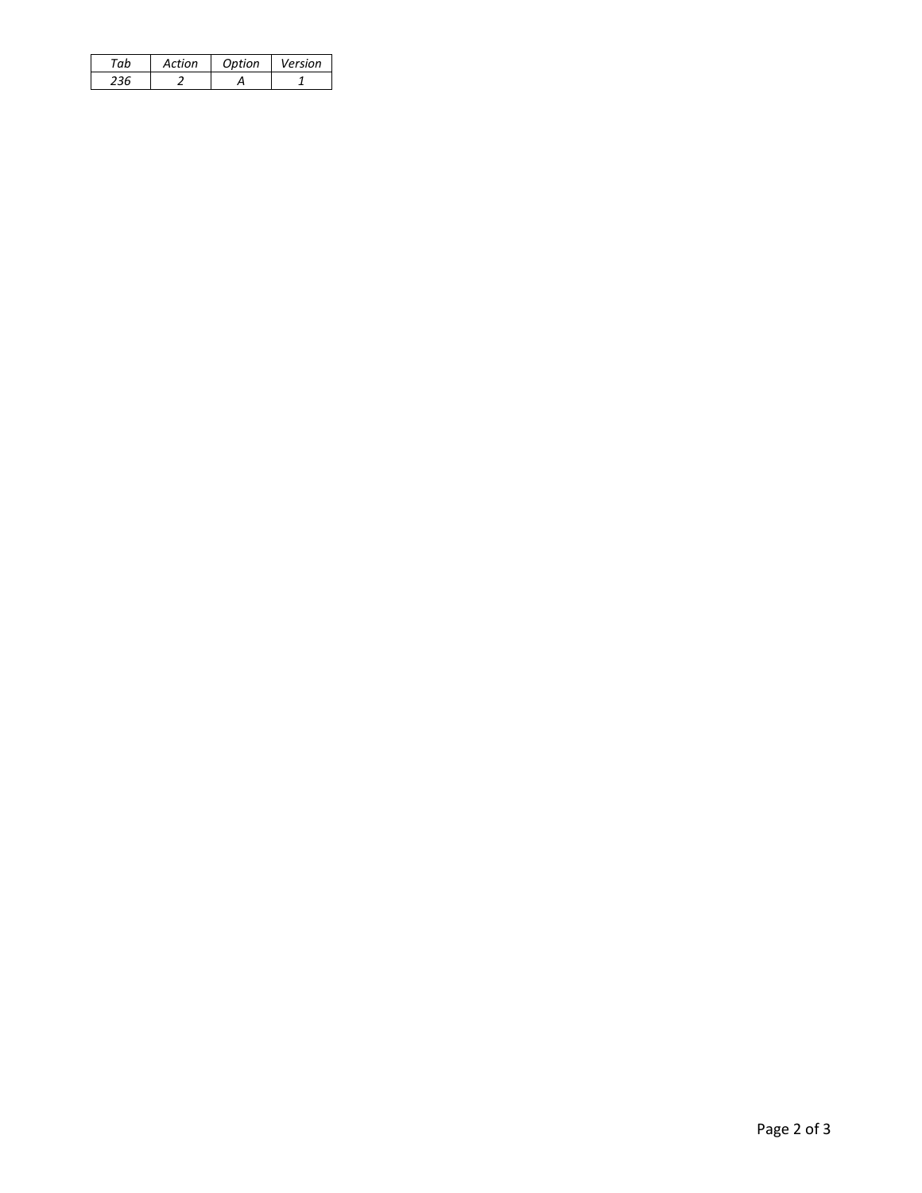| *Tab* | *Action* | *Option* | *Version* |
| --- | --- | --- | --- |
| *236* | *2* | *A* | *1* |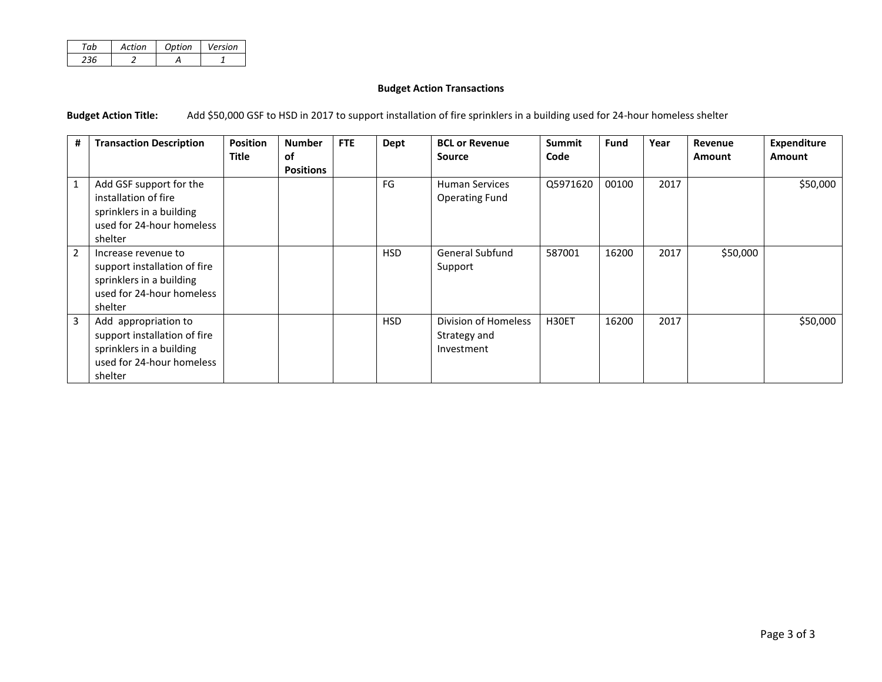| Tab | Action | Option | Version |
|---|---|---|---|
| *236* | *2* | *A* | *1* |

**Budget Action Transactions**

**Budget Action Title:** Add $50,000 GSF to HSD in 2017 to support installation of fire sprinklers in a building used for 24-hour homeless shelter

| # | Transaction Description | Position Title | Number of Positions | FTE | Dept | BCL or Revenue Source | Summit Code | Fund | Year | Revenue Amount | Expenditure Amount |
|---|---|---|---|---|---|---|---|---|---|---|---|
| 1 | Add GSF support for the installation of fire sprinklers in a building used for 24-hour homeless shelter | | | | FG | Human Services Operating Fund | Q5971620 | 00100 | 2017 | | $50,000 |
| 2 | Increase revenue to support installation of fire sprinklers in a building used for 24-hour homeless shelter | | | | HSD | General Subfund Support | 587001 | 16200 | 2017 | $50,000 | |
| 3 | Add appropriation to support installation of fire sprinklers in a building used for 24-hour homeless shelter | | | | HSD | Division of Homeless Strategy and Investment | H30ET | 16200 | 2017 | | $50,000 |